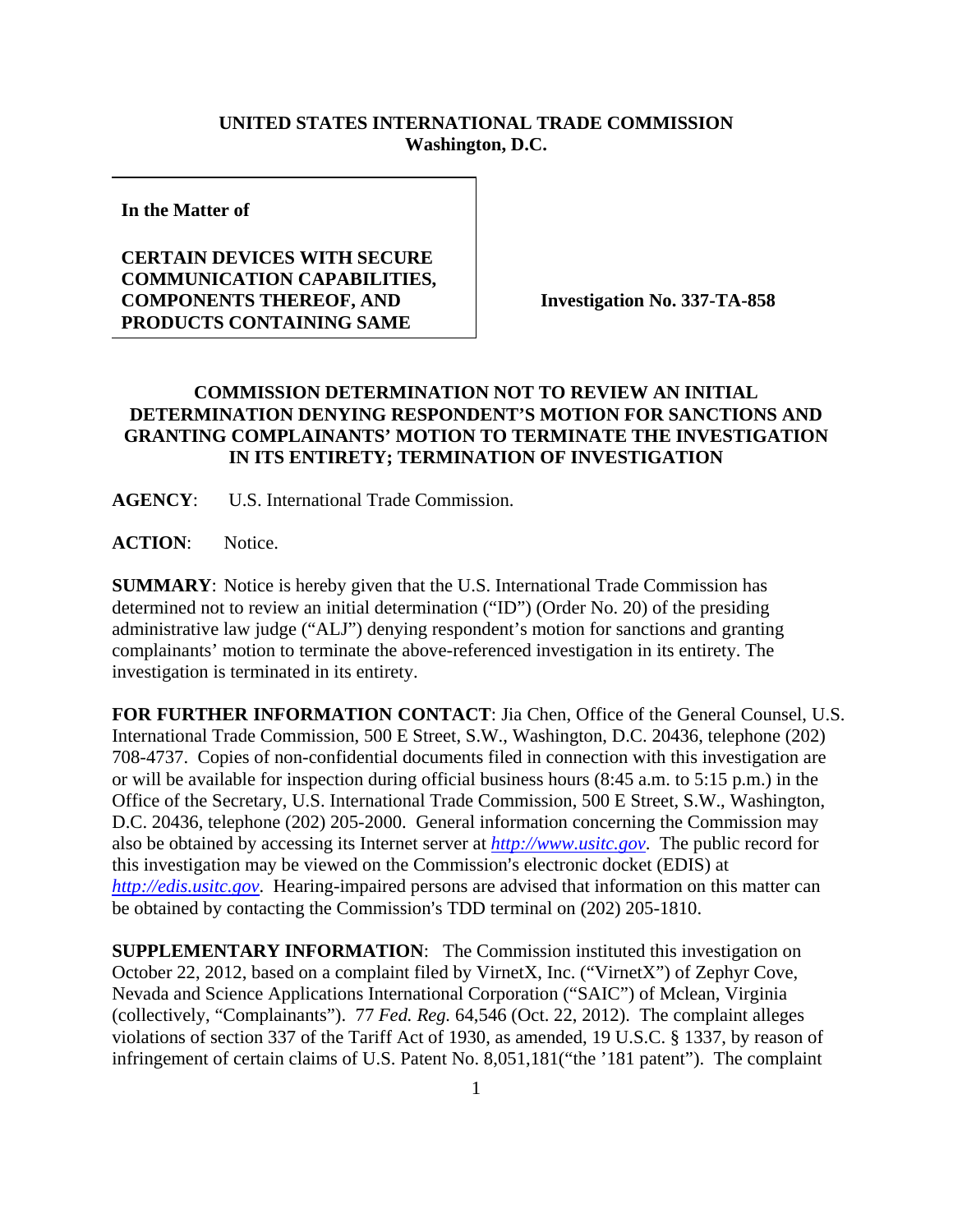**UNITED STATES INTERNATIONAL TRADE COMMISSION**
**Washington, D.C.**

| **In the Matter of** <br><br> **CERTAIN DEVICES WITH SECURE COMMUNICATION CAPABILITIES, COMPONENTS THEREOF, AND PRODUCTS CONTAINING SAME** | **Investigation No. 337-TA-858** |
|---|---|

**COMMISSION DETERMINATION NOT TO REVIEW AN INITIAL DETERMINATION DENYING RESPONDENT'S MOTION FOR SANCTIONS AND GRANTING COMPLAINANTS' MOTION TO TERMINATE THE INVESTIGATION IN ITS ENTIRETY; TERMINATION OF INVESTIGATION**

**AGENCY**: U.S. International Trade Commission.

**ACTION**: Notice.

**SUMMARY**: Notice is hereby given that the U.S. International Trade Commission has determined not to review an initial determination ("ID") (Order No. 20) of the presiding administrative law judge ("ALJ") denying respondent's motion for sanctions and granting complainants' motion to terminate the above-referenced investigation in its entirety. The investigation is terminated in its entirety.

**FOR FURTHER INFORMATION CONTACT**: Jia Chen, Office of the General Counsel, U.S. International Trade Commission, 500 E Street, S.W., Washington, D.C. 20436, telephone (202) 708-4737. Copies of non-confidential documents filed in connection with this investigation are or will be available for inspection during official business hours (8:45 a.m. to 5:15 p.m.) in the Office of the Secretary, U.S. International Trade Commission, 500 E Street, S.W., Washington, D.C. 20436, telephone (202) 205-2000. General information concerning the Commission may also be obtained by accessing its Internet server at *http://www.usitc.gov*. The public record for this investigation may be viewed on the Commission's electronic docket (EDIS) at *http://edis.usitc.gov*. Hearing-impaired persons are advised that information on this matter can be obtained by contacting the Commission's TDD terminal on (202) 205-1810.

**SUPPLEMENTARY INFORMATION**: The Commission instituted this investigation on October 22, 2012, based on a complaint filed by VirnetX, Inc. ("VirnetX") of Zephyr Cove, Nevada and Science Applications International Corporation ("SAIC") of Mclean, Virginia (collectively, "Complainants"). 77 *Fed. Reg.* 64,546 (Oct. 22, 2012). The complaint alleges violations of section 337 of the Tariff Act of 1930, as amended, 19 U.S.C. § 1337, by reason of infringement of certain claims of U.S. Patent No. 8,051,181("the '181 patent"). The complaint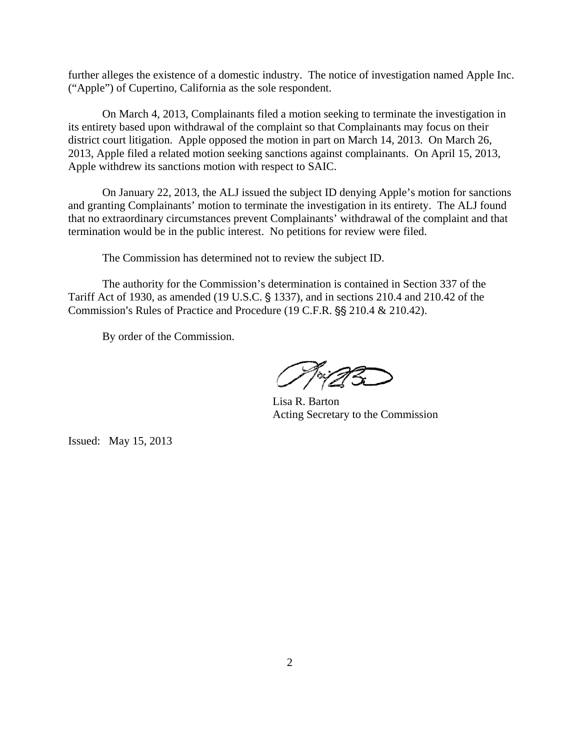further alleges the existence of a domestic industry. The notice of investigation named Apple Inc. ("Apple") of Cupertino, California as the sole respondent.

On March 4, 2013, Complainants filed a motion seeking to terminate the investigation in its entirety based upon withdrawal of the complaint so that Complainants may focus on their district court litigation. Apple opposed the motion in part on March 14, 2013. On March 26, 2013, Apple filed a related motion seeking sanctions against complainants. On April 15, 2013, Apple withdrew its sanctions motion with respect to SAIC.

On January 22, 2013, the ALJ issued the subject ID denying Apple's motion for sanctions and granting Complainants' motion to terminate the investigation in its entirety. The ALJ found that no extraordinary circumstances prevent Complainants' withdrawal of the complaint and that termination would be in the public interest. No petitions for review were filed.

The Commission has determined not to review the subject ID.

The authority for the Commission's determination is contained in Section 337 of the Tariff Act of 1930, as amended (19 U.S.C. § 1337), and in sections 210.4 and 210.42 of the Commission's Rules of Practice and Procedure (19 C.F.R. §§ 210.4 & 210.42).

By order of the Commission.

Lisa R. Barton
Acting Secretary to the Commission

Issued: May 15, 2013